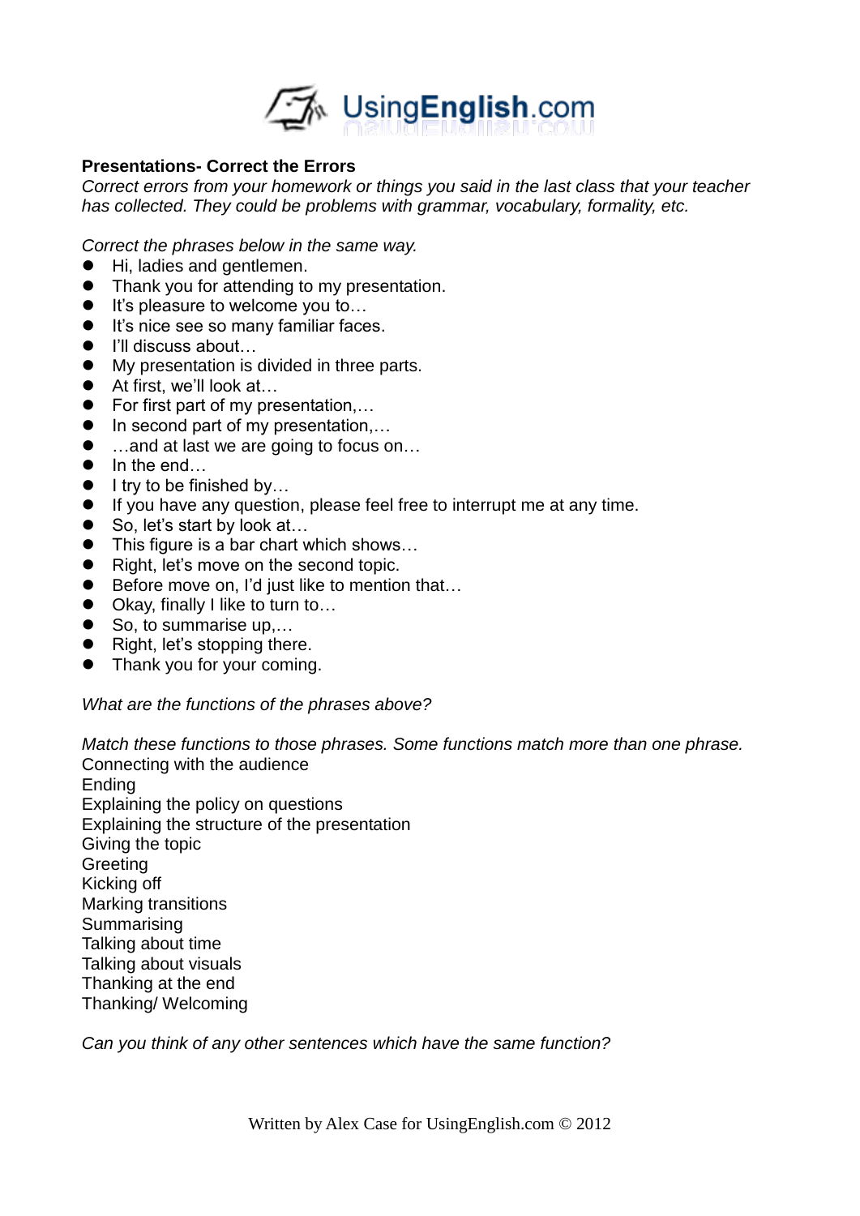**Presentations- Correct the Errors**

*Correct errors from your homework or things you said in the last class that your teacher has collected. They could be problems with grammar, vocabulary, formality, etc.*

*Correct the phrases below in the same way.*

- Hi, ladies and gentlemen.
- Thank you for attending to my presentation.
- It's pleasure to welcome you to…
- It's nice see so many familiar faces.
- I'll discuss about…
- My presentation is divided in three parts.
- At first, we'll look at…
- For first part of my presentation,…
- In second part of my presentation,…
- …and at last we are going to focus on…
- In the end…
- I try to be finished by…
- If you have any question, please feel free to interrupt me at any time.
- So, let's start by look at…
- This figure is a bar chart which shows…
- Right, let's move on the second topic.
- Before move on, I'd just like to mention that…
- Okay, finally I like to turn to…
- So, to summarise up,…
- Right, let's stopping there.
- Thank you for your coming.

*What are the functions of the phrases above?*

*Match these functions to those phrases. Some functions match more than one phrase.*

Connecting with the audience
Ending
Explaining the policy on questions
Explaining the structure of the presentation
Giving the topic
Greeting
Kicking off
Marking transitions
Summarising
Talking about time
Talking about visuals
Thanking at the end
Thanking/ Welcoming

*Can you think of any other sentences which have the same function?*

Written by Alex Case for UsingEnglish.com © 2012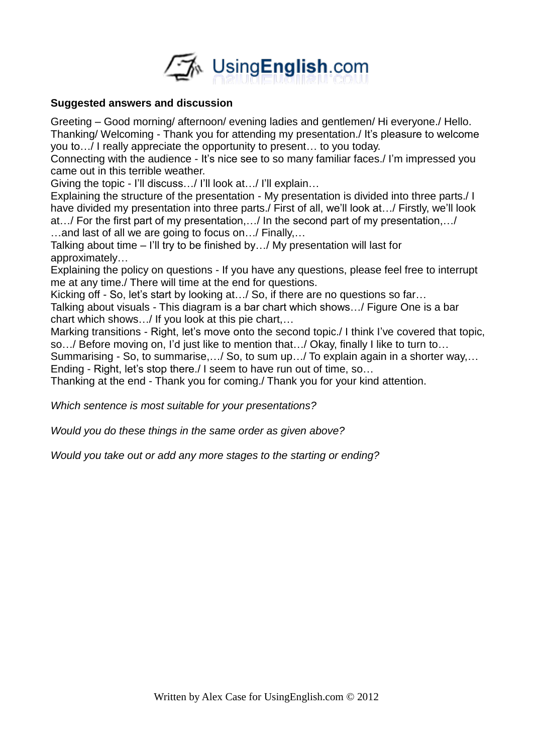**Suggested answers and discussion**

Greeting – Good morning/ afternoon/ evening ladies and gentlemen/ Hi everyone./ Hello.
Thanking/ Welcoming - Thank you for attending my presentation./ It's pleasure to welcome you to…/ I really appreciate the opportunity to present… to you today.
Connecting with the audience - It's nice see to so many familiar faces./ I'm impressed you came out in this terrible weather.
Giving the topic - I'll discuss…/ I'll look at…/ I'll explain…
Explaining the structure of the presentation - My presentation is divided into three parts./ I have divided my presentation into three parts./ First of all, we'll look at…/ Firstly, we'll look at…/ For the first part of my presentation,…/ In the second part of my presentation,…/ …and last of all we are going to focus on…/ Finally,…
Talking about time – I'll try to be finished by…/ My presentation will last for approximately…
Explaining the policy on questions - If you have any questions, please feel free to interrupt me at any time./ There will time at the end for questions.
Kicking off - So, let's start by looking at…/ So, if there are no questions so far…
Talking about visuals - This diagram is a bar chart which shows…/ Figure One is a bar chart which shows…/ If you look at this pie chart,…
Marking transitions - Right, let's move onto the second topic./ I think I've covered that topic, so…/ Before moving on, I'd just like to mention that…/ Okay, finally I like to turn to…
Summarising - So, to summarise,…/ So, to sum up…/ To explain again in a shorter way,…
Ending - Right, let's stop there./ I seem to have run out of time, so…
Thanking at the end - Thank you for coming./ Thank you for your kind attention.

*Which sentence is most suitable for your presentations?*

*Would you do these things in the same order as given above?*

*Would you take out or add any more stages to the starting or ending?*

Written by Alex Case for UsingEnglish.com © 2012